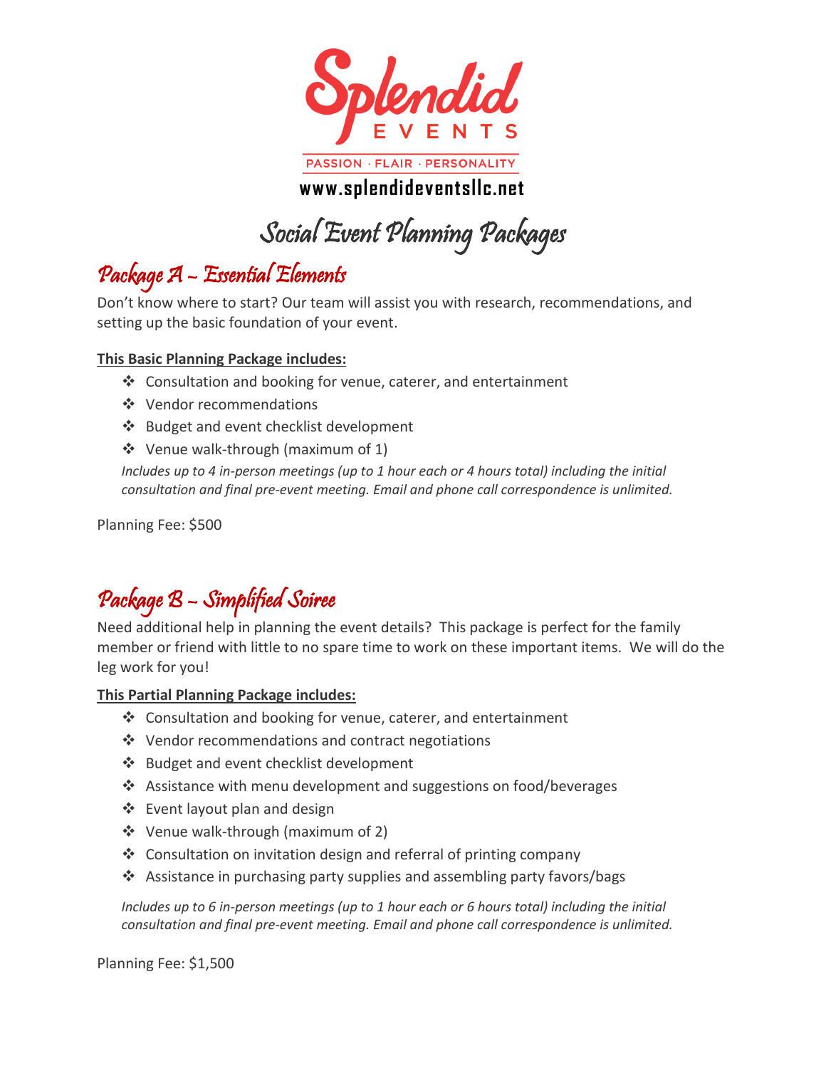# Splendid EVENTS

PASSION · FLAIR · PERSONALITY

**www.splendideventsllc.net**

# Social Event Planning Packages

## Package A – Essential Elements

Don't know where to start? Our team will assist you with research, recommendations, and setting up the basic foundation of your event.

**This Basic Planning Package includes:**

- ❖ Consultation and booking for venue, caterer, and entertainment
- ❖ Vendor recommendations
- ❖ Budget and event checklist development
- ❖ Venue walk-through (maximum of 1)

*Includes up to 4 in-person meetings (up to 1 hour each or 4 hours total) including the initial consultation and final pre-event meeting. Email and phone call correspondence is unlimited.*

Planning Fee: $500

## Package B – Simplified Soiree

Need additional help in planning the event details? This package is perfect for the family member or friend with little to no spare time to work on these important items. We will do the leg work for you!

**This Partial Planning Package includes:**

- ❖ Consultation and booking for venue, caterer, and entertainment
- ❖ Vendor recommendations and contract negotiations
- ❖ Budget and event checklist development
- ❖ Assistance with menu development and suggestions on food/beverages
- ❖ Event layout plan and design
- ❖ Venue walk-through (maximum of 2)
- ❖ Consultation on invitation design and referral of printing company
- ❖ Assistance in purchasing party supplies and assembling party favors/bags

*Includes up to 6 in-person meetings (up to 1 hour each or 6 hours total) including the initial consultation and final pre-event meeting. Email and phone call correspondence is unlimited.*

Planning Fee: $1,500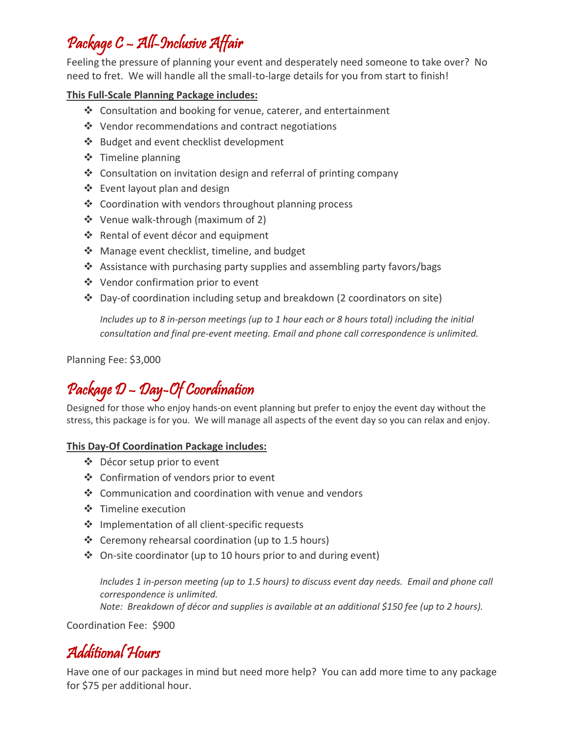## Package C – All-Inclusive Affair

Feeling the pressure of planning your event and desperately need someone to take over? No need to fret. We will handle all the small-to-large details for you from start to finish!

**This Full-Scale Planning Package includes:**

- ❖ Consultation and booking for venue, caterer, and entertainment
- ❖ Vendor recommendations and contract negotiations
- ❖ Budget and event checklist development
- ❖ Timeline planning
- ❖ Consultation on invitation design and referral of printing company
- ❖ Event layout plan and design
- ❖ Coordination with vendors throughout planning process
- ❖ Venue walk-through (maximum of 2)
- ❖ Rental of event décor and equipment
- ❖ Manage event checklist, timeline, and budget
- ❖ Assistance with purchasing party supplies and assembling party favors/bags
- ❖ Vendor confirmation prior to event
- ❖ Day-of coordination including setup and breakdown (2 coordinators on site)

*Includes up to 8 in-person meetings (up to 1 hour each or 8 hours total) including the initial consultation and final pre-event meeting. Email and phone call correspondence is unlimited.*

Planning Fee: $3,000

## Package D – Day-Of Coordination

Designed for those who enjoy hands-on event planning but prefer to enjoy the event day without the stress, this package is for you. We will manage all aspects of the event day so you can relax and enjoy.

**This Day-Of Coordination Package includes:**

- ❖ Décor setup prior to event
- ❖ Confirmation of vendors prior to event
- ❖ Communication and coordination with venue and vendors
- ❖ Timeline execution
- ❖ Implementation of all client-specific requests
- ❖ Ceremony rehearsal coordination (up to 1.5 hours)
- ❖ On-site coordinator (up to 10 hours prior to and during event)

*Includes 1 in-person meeting (up to 1.5 hours) to discuss event day needs. Email and phone call correspondence is unlimited.*
*Note: Breakdown of décor and supplies is available at an additional $150 fee (up to 2 hours).*

Coordination Fee: $900

## Additional Hours

Have one of our packages in mind but need more help? You can add more time to any package for $75 per additional hour.